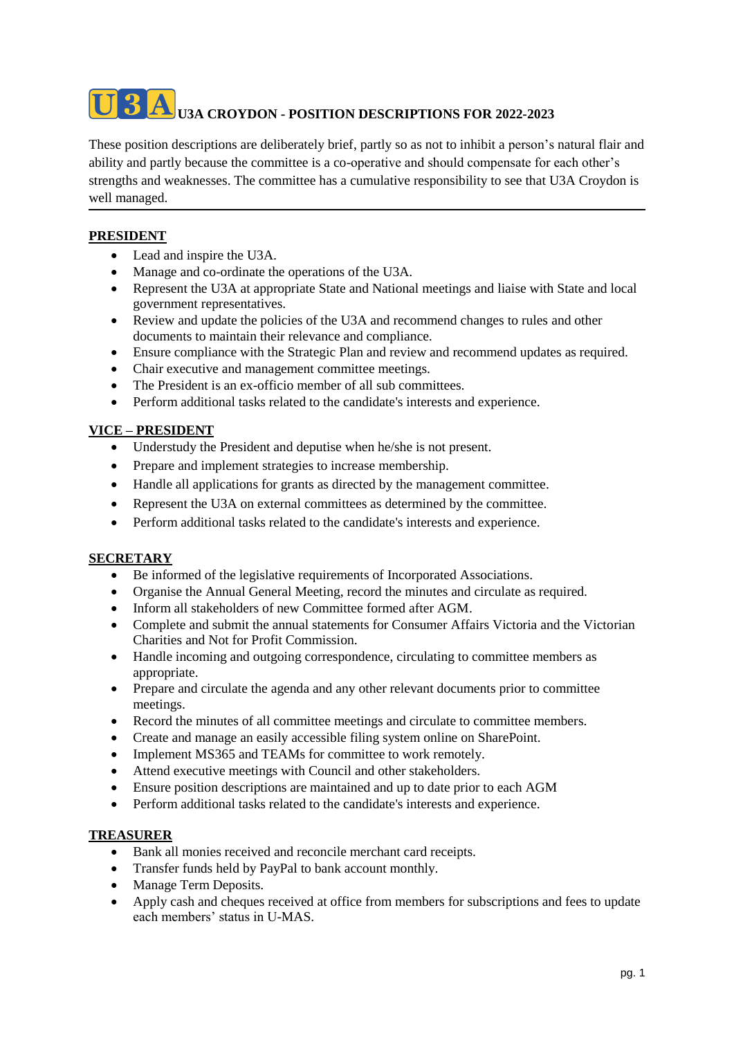# U3A CROYDON - POSITION DESCRIPTIONS FOR 2022-2023

These position descriptions are deliberately brief, partly so as not to inhibit a person's natural flair and ability and partly because the committee is a co-operative and should compensate for each other's strengths and weaknesses. The committee has a cumulative responsibility to see that U3A Croydon is well managed.

---

## PRESIDENT

- Lead and inspire the U3A.
- Manage and co-ordinate the operations of the U3A.
- Represent the U3A at appropriate State and National meetings and liaise with State and local government representatives.
- Review and update the policies of the U3A and recommend changes to rules and other documents to maintain their relevance and compliance.
- Ensure compliance with the Strategic Plan and review and recommend updates as required.
- Chair executive and management committee meetings.
- The President is an ex-officio member of all sub committees.
- Perform additional tasks related to the candidate's interests and experience.

## VICE – PRESIDENT

- Understudy the President and deputise when he/she is not present.
- Prepare and implement strategies to increase membership.
- Handle all applications for grants as directed by the management committee.
- Represent the U3A on external committees as determined by the committee.
- Perform additional tasks related to the candidate's interests and experience.

## SECRETARY

- Be informed of the legislative requirements of Incorporated Associations.
- Organise the Annual General Meeting, record the minutes and circulate as required.
- Inform all stakeholders of new Committee formed after AGM.
- Complete and submit the annual statements for Consumer Affairs Victoria and the Victorian Charities and Not for Profit Commission.
- Handle incoming and outgoing correspondence, circulating to committee members as appropriate.
- Prepare and circulate the agenda and any other relevant documents prior to committee meetings.
- Record the minutes of all committee meetings and circulate to committee members.
- Create and manage an easily accessible filing system online on SharePoint.
- Implement MS365 and TEAMs for committee to work remotely.
- Attend executive meetings with Council and other stakeholders.
- Ensure position descriptions are maintained and up to date prior to each AGM
- Perform additional tasks related to the candidate's interests and experience.

## TREASURER

- Bank all monies received and reconcile merchant card receipts.
- Transfer funds held by PayPal to bank account monthly.
- Manage Term Deposits.
- Apply cash and cheques received at office from members for subscriptions and fees to update each members' status in U-MAS.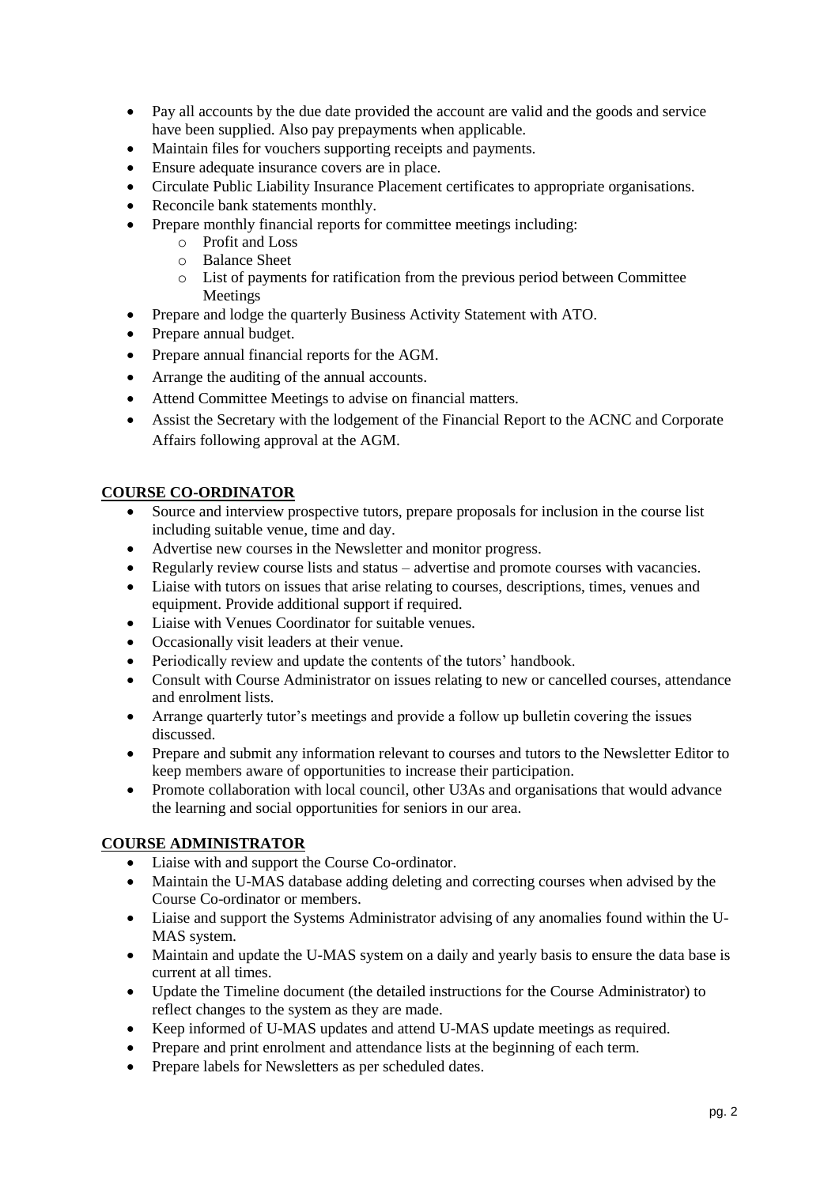- Pay all accounts by the due date provided the account are valid and the goods and service have been supplied. Also pay prepayments when applicable.
- Maintain files for vouchers supporting receipts and payments.
- Ensure adequate insurance covers are in place.
- Circulate Public Liability Insurance Placement certificates to appropriate organisations.
- Reconcile bank statements monthly.
- Prepare monthly financial reports for committee meetings including:
  - Profit and Loss
  - Balance Sheet
  - List of payments for ratification from the previous period between Committee Meetings
- Prepare and lodge the quarterly Business Activity Statement with ATO.
- Prepare annual budget.
- Prepare annual financial reports for the AGM.
- Arrange the auditing of the annual accounts.
- Attend Committee Meetings to advise on financial matters.
- Assist the Secretary with the lodgement of the Financial Report to the ACNC and Corporate Affairs following approval at the AGM.

**COURSE CO-ORDINATOR**

- Source and interview prospective tutors, prepare proposals for inclusion in the course list including suitable venue, time and day.
- Advertise new courses in the Newsletter and monitor progress.
- Regularly review course lists and status – advertise and promote courses with vacancies.
- Liaise with tutors on issues that arise relating to courses, descriptions, times, venues and equipment. Provide additional support if required.
- Liaise with Venues Coordinator for suitable venues.
- Occasionally visit leaders at their venue.
- Periodically review and update the contents of the tutors' handbook.
- Consult with Course Administrator on issues relating to new or cancelled courses, attendance and enrolment lists.
- Arrange quarterly tutor's meetings and provide a follow up bulletin covering the issues discussed.
- Prepare and submit any information relevant to courses and tutors to the Newsletter Editor to keep members aware of opportunities to increase their participation.
- Promote collaboration with local council, other U3As and organisations that would advance the learning and social opportunities for seniors in our area.

**COURSE ADMINISTRATOR**

- Liaise with and support the Course Co-ordinator.
- Maintain the U-MAS database adding deleting and correcting courses when advised by the Course Co-ordinator or members.
- Liaise and support the Systems Administrator advising of any anomalies found within the U-MAS system.
- Maintain and update the U-MAS system on a daily and yearly basis to ensure the data base is current at all times.
- Update the Timeline document (the detailed instructions for the Course Administrator) to reflect changes to the system as they are made.
- Keep informed of U-MAS updates and attend U-MAS update meetings as required.
- Prepare and print enrolment and attendance lists at the beginning of each term.
- Prepare labels for Newsletters as per scheduled dates.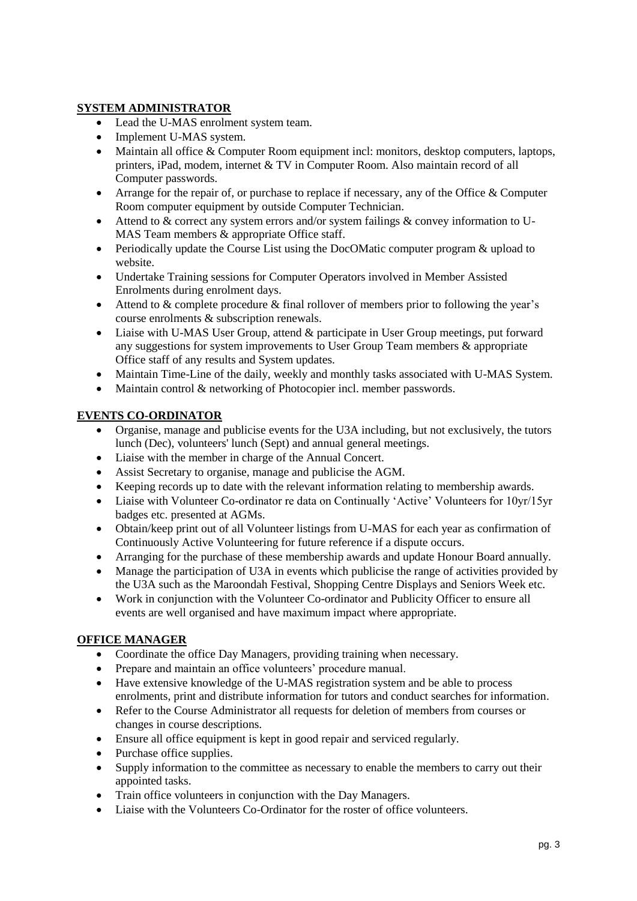## SYSTEM ADMINISTRATOR

- Lead the U-MAS enrolment system team.
- Implement U-MAS system.
- Maintain all office & Computer Room equipment incl: monitors, desktop computers, laptops, printers, iPad, modem, internet & TV in Computer Room. Also maintain record of all Computer passwords.
- Arrange for the repair of, or purchase to replace if necessary, any of the Office & Computer Room computer equipment by outside Computer Technician.
- Attend to & correct any system errors and/or system failings & convey information to U-MAS Team members & appropriate Office staff.
- Periodically update the Course List using the DocOMatic computer program & upload to website.
- Undertake Training sessions for Computer Operators involved in Member Assisted Enrolments during enrolment days.
- Attend to & complete procedure & final rollover of members prior to following the year's course enrolments & subscription renewals.
- Liaise with U-MAS User Group, attend & participate in User Group meetings, put forward any suggestions for system improvements to User Group Team members & appropriate Office staff of any results and System updates.
- Maintain Time-Line of the daily, weekly and monthly tasks associated with U-MAS System.
- Maintain control & networking of Photocopier incl. member passwords.

## EVENTS CO-ORDINATOR

- Organise, manage and publicise events for the U3A including, but not exclusively, the tutors lunch (Dec), volunteers' lunch (Sept) and annual general meetings.
- Liaise with the member in charge of the Annual Concert.
- Assist Secretary to organise, manage and publicise the AGM.
- Keeping records up to date with the relevant information relating to membership awards.
- Liaise with Volunteer Co-ordinator re data on Continually 'Active' Volunteers for 10yr/15yr badges etc. presented at AGMs.
- Obtain/keep print out of all Volunteer listings from U-MAS for each year as confirmation of Continuously Active Volunteering for future reference if a dispute occurs.
- Arranging for the purchase of these membership awards and update Honour Board annually.
- Manage the participation of U3A in events which publicise the range of activities provided by the U3A such as the Maroondah Festival, Shopping Centre Displays and Seniors Week etc.
- Work in conjunction with the Volunteer Co-ordinator and Publicity Officer to ensure all events are well organised and have maximum impact where appropriate.

## OFFICE MANAGER

- Coordinate the office Day Managers, providing training when necessary.
- Prepare and maintain an office volunteers' procedure manual.
- Have extensive knowledge of the U-MAS registration system and be able to process enrolments, print and distribute information for tutors and conduct searches for information.
- Refer to the Course Administrator all requests for deletion of members from courses or changes in course descriptions.
- Ensure all office equipment is kept in good repair and serviced regularly.
- Purchase office supplies.
- Supply information to the committee as necessary to enable the members to carry out their appointed tasks.
- Train office volunteers in conjunction with the Day Managers.
- Liaise with the Volunteers Co-Ordinator for the roster of office volunteers.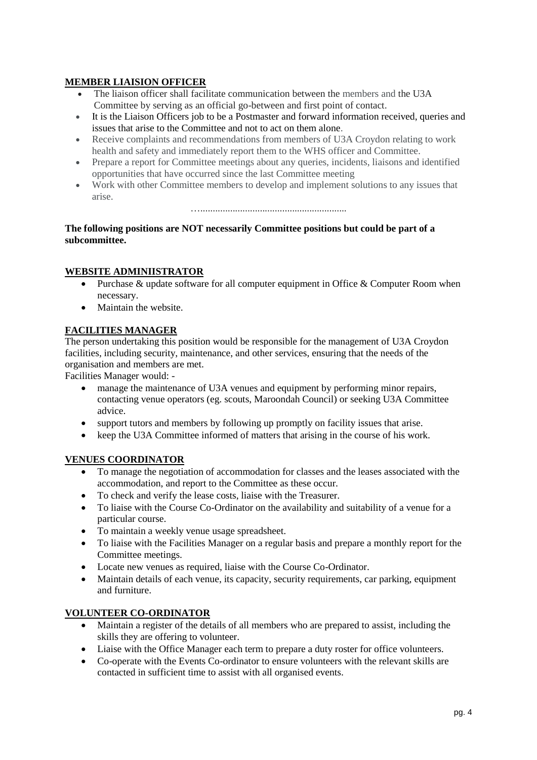**MEMBER LIAISION OFFICER**

- The liaison officer shall facilitate communication between the members and the U3A Committee by serving as an official go-between and first point of contact.
- It is the Liaison Officers job to be a Postmaster and forward information received, queries and issues that arise to the Committee and not to act on them alone.
- Receive complaints and recommendations from members of U3A Croydon relating to work health and safety and immediately report them to the WHS officer and Committee.
- Prepare a report for Committee meetings about any queries, incidents, liaisons and identified opportunities that have occurred since the last Committee meeting
- Work with other Committee members to develop and implement solutions to any issues that arise.

……………………………………………………

**The following positions are NOT necessarily Committee positions but could be part of a subcommittee.**

**WEBSITE ADMINIISTRATOR**

- Purchase & update software for all computer equipment in Office & Computer Room when necessary.
- Maintain the website.

**FACILITIES MANAGER**

The person undertaking this position would be responsible for the management of U3A Croydon facilities, including security, maintenance, and other services, ensuring that the needs of the organisation and members are met.

Facilities Manager would: -

- manage the maintenance of U3A venues and equipment by performing minor repairs, contacting venue operators (eg. scouts, Maroondah Council) or seeking U3A Committee advice.
- support tutors and members by following up promptly on facility issues that arise.
- keep the U3A Committee informed of matters that arising in the course of his work.

**VENUES COORDINATOR**

- To manage the negotiation of accommodation for classes and the leases associated with the accommodation, and report to the Committee as these occur.
- To check and verify the lease costs, liaise with the Treasurer.
- To liaise with the Course Co-Ordinator on the availability and suitability of a venue for a particular course.
- To maintain a weekly venue usage spreadsheet.
- To liaise with the Facilities Manager on a regular basis and prepare a monthly report for the Committee meetings.
- Locate new venues as required, liaise with the Course Co-Ordinator.
- Maintain details of each venue, its capacity, security requirements, car parking, equipment and furniture.

**VOLUNTEER CO-ORDINATOR**

- Maintain a register of the details of all members who are prepared to assist, including the skills they are offering to volunteer.
- Liaise with the Office Manager each term to prepare a duty roster for office volunteers.
- Co-operate with the Events Co-ordinator to ensure volunteers with the relevant skills are contacted in sufficient time to assist with all organised events.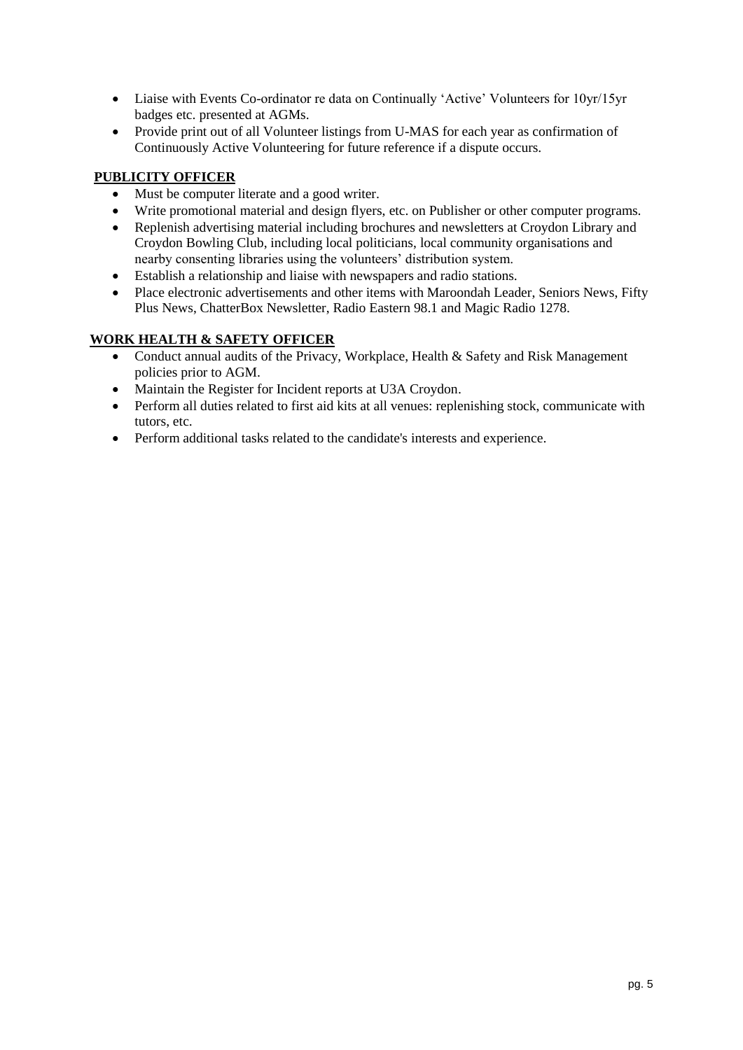- Liaise with Events Co-ordinator re data on Continually 'Active' Volunteers for 10yr/15yr badges etc. presented at AGMs.
- Provide print out of all Volunteer listings from U-MAS for each year as confirmation of Continuously Active Volunteering for future reference if a dispute occurs.

## PUBLICITY OFFICER

- Must be computer literate and a good writer.
- Write promotional material and design flyers, etc. on Publisher or other computer programs.
- Replenish advertising material including brochures and newsletters at Croydon Library and Croydon Bowling Club, including local politicians, local community organisations and nearby consenting libraries using the volunteers' distribution system.
- Establish a relationship and liaise with newspapers and radio stations.
- Place electronic advertisements and other items with Maroondah Leader, Seniors News, Fifty Plus News, ChatterBox Newsletter, Radio Eastern 98.1 and Magic Radio 1278.

## WORK HEALTH & SAFETY OFFICER

- Conduct annual audits of the Privacy, Workplace, Health & Safety and Risk Management policies prior to AGM.
- Maintain the Register for Incident reports at U3A Croydon.
- Perform all duties related to first aid kits at all venues: replenishing stock, communicate with tutors, etc.
- Perform additional tasks related to the candidate's interests and experience.